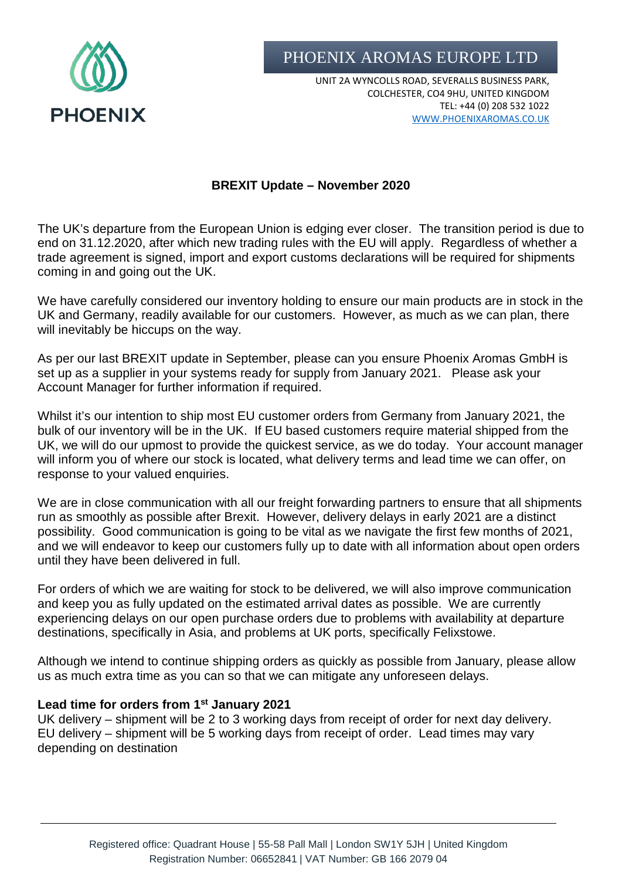PHOENIX

# PHOENIX AROMAS EUROPE LTD

UNIT 2A WYNCOLLS ROAD, SEVERALLS BUSINESS PARK,
COLCHESTER, CO4 9HU, UNITED KINGDOM
TEL: +44 (0) 208 532 1022
WWW.PHOENIXAROMAS.CO.UK

## BREXIT Update – November 2020

The UK's departure from the European Union is edging ever closer. The transition period is due to end on 31.12.2020, after which new trading rules with the EU will apply. Regardless of whether a trade agreement is signed, import and export customs declarations will be required for shipments coming in and going out the UK.

We have carefully considered our inventory holding to ensure our main products are in stock in the UK and Germany, readily available for our customers. However, as much as we can plan, there will inevitably be hiccups on the way.

As per our last BREXIT update in September, please can you ensure Phoenix Aromas GmbH is set up as a supplier in your systems ready for supply from January 2021. Please ask your Account Manager for further information if required.

Whilst it's our intention to ship most EU customer orders from Germany from January 2021, the bulk of our inventory will be in the UK. If EU based customers require material shipped from the UK, we will do our upmost to provide the quickest service, as we do today. Your account manager will inform you of where our stock is located, what delivery terms and lead time we can offer, on response to your valued enquiries.

We are in close communication with all our freight forwarding partners to ensure that all shipments run as smoothly as possible after Brexit. However, delivery delays in early 2021 are a distinct possibility. Good communication is going to be vital as we navigate the first few months of 2021, and we will endeavor to keep our customers fully up to date with all information about open orders until they have been delivered in full.

For orders of which we are waiting for stock to be delivered, we will also improve communication and keep you as fully updated on the estimated arrival dates as possible. We are currently experiencing delays on our open purchase orders due to problems with availability at departure destinations, specifically in Asia, and problems at UK ports, specifically Felixstowe.

Although we intend to continue shipping orders as quickly as possible from January, please allow us as much extra time as you can so that we can mitigate any unforeseen delays.

**Lead time for orders from 1st January 2021**
UK delivery – shipment will be 2 to 3 working days from receipt of order for next day delivery.
EU delivery – shipment will be 5 working days from receipt of order. Lead times may vary depending on destination

Registered office: Quadrant House | 55-58 Pall Mall | London SW1Y 5JH | United Kingdom
Registration Number: 06652841 | VAT Number: GB 166 2079 04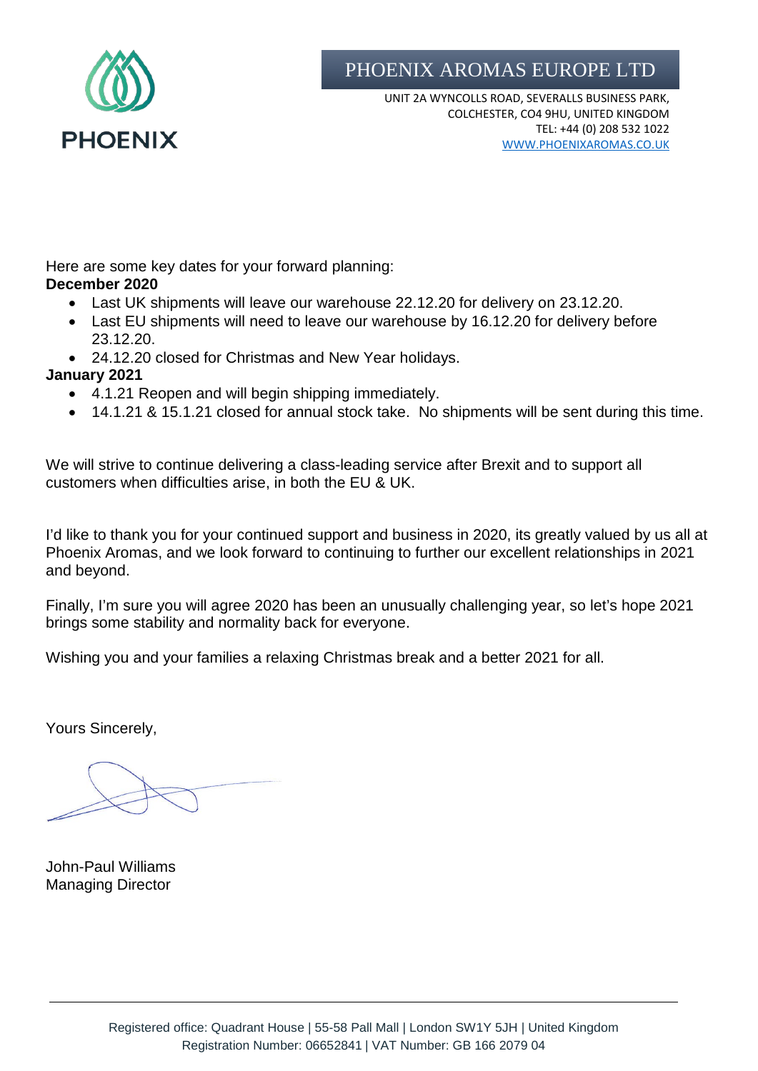PHOENIX

PHOENIX AROMAS EUROPE LTD

UNIT 2A WYNCOLLS ROAD, SEVERALLS BUSINESS PARK,
COLCHESTER, CO4 9HU, UNITED KINGDOM
TEL: +44 (0) 208 532 1022
WWW.PHOENIXAROMAS.CO.UK

Here are some key dates for your forward planning:

**December 2020**

- Last UK shipments will leave our warehouse 22.12.20 for delivery on 23.12.20.
- Last EU shipments will need to leave our warehouse by 16.12.20 for delivery before 23.12.20.
- 24.12.20 closed for Christmas and New Year holidays.

**January 2021**

- 4.1.21 Reopen and will begin shipping immediately.
- 14.1.21 & 15.1.21 closed for annual stock take. No shipments will be sent during this time.

We will strive to continue delivering a class-leading service after Brexit and to support all customers when difficulties arise, in both the EU & UK.

I'd like to thank you for your continued support and business in 2020, its greatly valued by us all at Phoenix Aromas, and we look forward to continuing to further our excellent relationships in 2021 and beyond.

Finally, I'm sure you will agree 2020 has been an unusually challenging year, so let's hope 2021 brings some stability and normality back for everyone.

Wishing you and your families a relaxing Christmas break and a better 2021 for all.

Yours Sincerely,

John-Paul Williams
Managing Director

Registered office: Quadrant House | 55-58 Pall Mall | London SW1Y 5JH | United Kingdom
Registration Number: 06652841 | VAT Number: GB 166 2079 04